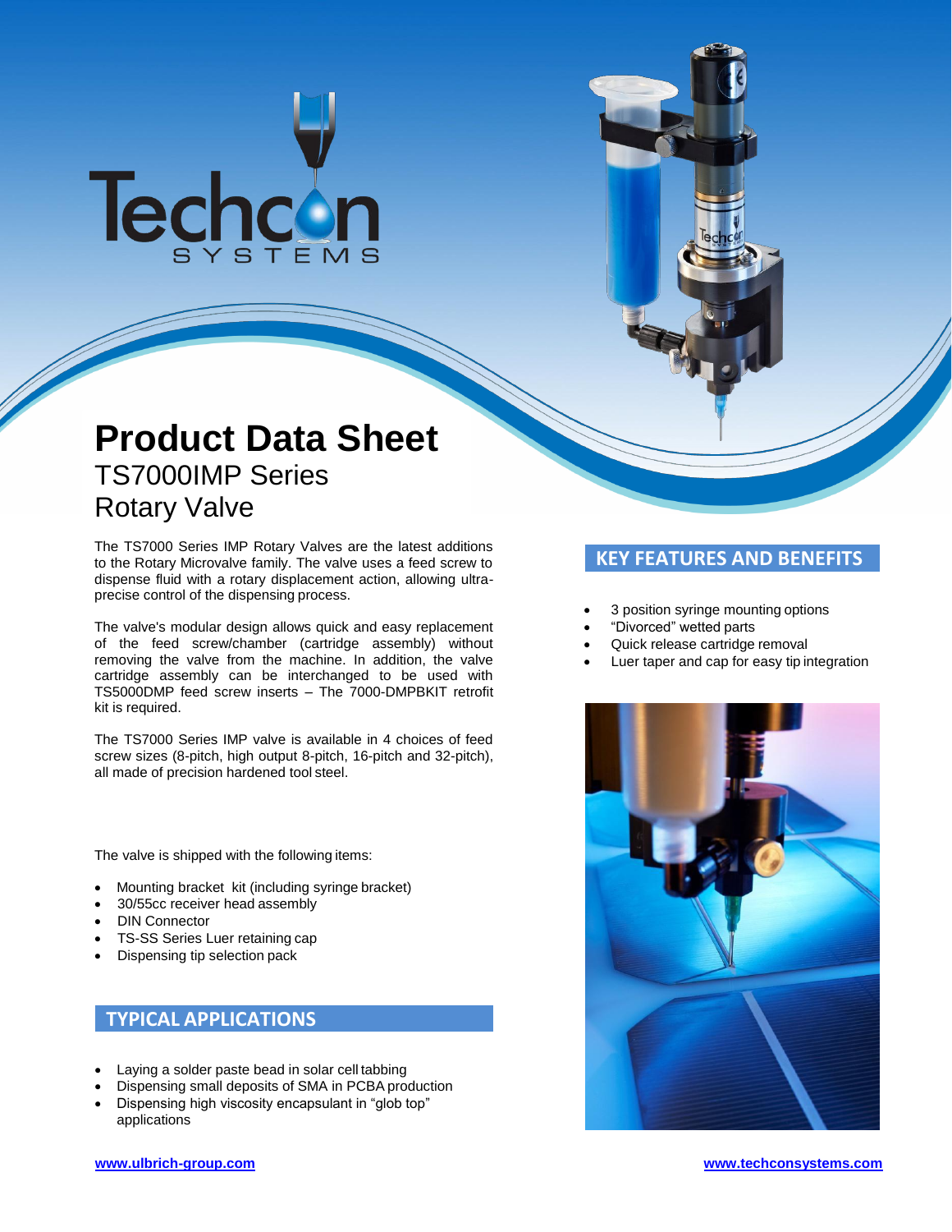# Product Data Sheet

## TS7000IMP Series
## Rotary Valve

The TS7000 Series IMP Rotary Valves are the latest additions to the Rotary Microvalve family. The valve uses a feed screw to dispense fluid with a rotary displacement action, allowing ultra-precise control of the dispensing process.

The valve's modular design allows quick and easy replacement of the feed screw/chamber (cartridge assembly) without removing the valve from the machine. In addition, the valve cartridge assembly can be interchanged to be used with TS5000DMP feed screw inserts – The 7000-DMPBKIT retrofit kit is required.

The TS7000 Series IMP valve is available in 4 choices of feed screw sizes (8-pitch, high output 8-pitch, 16-pitch and 32-pitch), all made of precision hardened tool steel.

The valve is shipped with the following items:

- Mounting bracket kit (including syringe bracket)
- 30/55cc receiver head assembly
- DIN Connector
- TS-SS Series Luer retaining cap
- Dispensing tip selection pack

## TYPICAL APPLICATIONS

- Laying a solder paste bead in solar cell tabbing
- Dispensing small deposits of SMA in PCBA production
- Dispensing high viscosity encapsulant in "glob top" applications

## KEY FEATURES AND BENEFITS

- 3 position syringe mounting options
- "Divorced" wetted parts
- Quick release cartridge removal
- Luer taper and cap for easy tip integration

www.ulbrich-group.com

www.techconsystems.com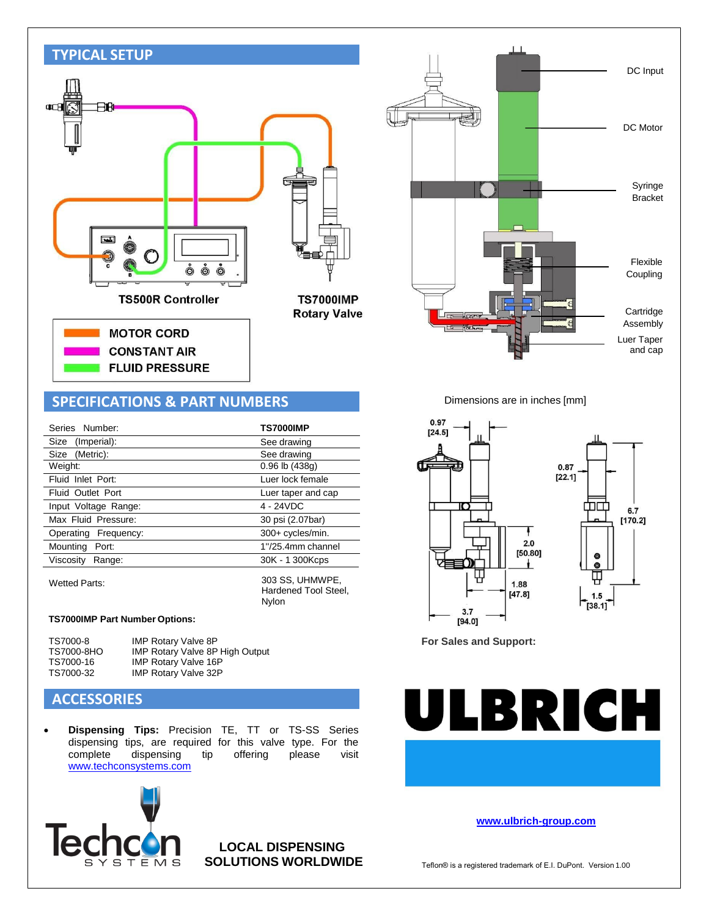## TYPICAL SETUP

TS500R Controller

TS7000IMP Rotary Valve

MOTOR CORD

CONSTANT AIR

FLUID PRESSURE

DC Input

DC Motor

Syringe Bracket

Flexible Coupling

Cartridge Assembly

Luer Taper and cap

## SPECIFICATIONS & PART NUMBERS

| | |
|---|---|
| Series Number: | **TS7000IMP** |
| Size (Imperial): | See drawing |
| Size (Metric): | See drawing |
| Weight: | 0.96 lb (438g) |
| Fluid Inlet Port: | Luer lock female |
| Fluid Outlet Port | Luer taper and cap |
| Input Voltage Range: | 4 - 24VDC |
| Max Fluid Pressure: | 30 psi (2.07bar) |
| Operating Frequency: | 300+ cycles/min. |
| Mounting Port: | 1"/25.4mm channel |
| Viscosity Range: | 30K - 1 300Kcps |
| Wetted Parts: | 303 SS, UHMWPE, Hardened Tool Steel, Nylon |

**TS7000IMP Part Number Options:**

| | |
|---|---|
| TS7000-8 | IMP Rotary Valve 8P |
| TS7000-8HO | IMP Rotary Valve 8P High Output |
| TS7000-16 | IMP Rotary Valve 16P |
| TS7000-32 | IMP Rotary Valve 32P |

Dimensions are in inches [mm]

0.97 [24.5]

0.87 [22.1]

6.7 [170.2]

2.0 [50.80]

1.88 [47.8]

1.5 [38.1]

3.7 [94.0]

## ACCESSORIES

- **Dispensing Tips:** Precision TE, TT or TS-SS Series dispensing tips, are required for this valve type. For the complete dispensing tip offering please visit www.techconsystems.com

Techcon SYSTEMS

**LOCAL DISPENSING SOLUTIONS WORLDWIDE**

**For Sales and Support:**

ULBRICH

www.ulbrich-group.com

Teflon® is a registered trademark of E.I. DuPont. Version 1.00